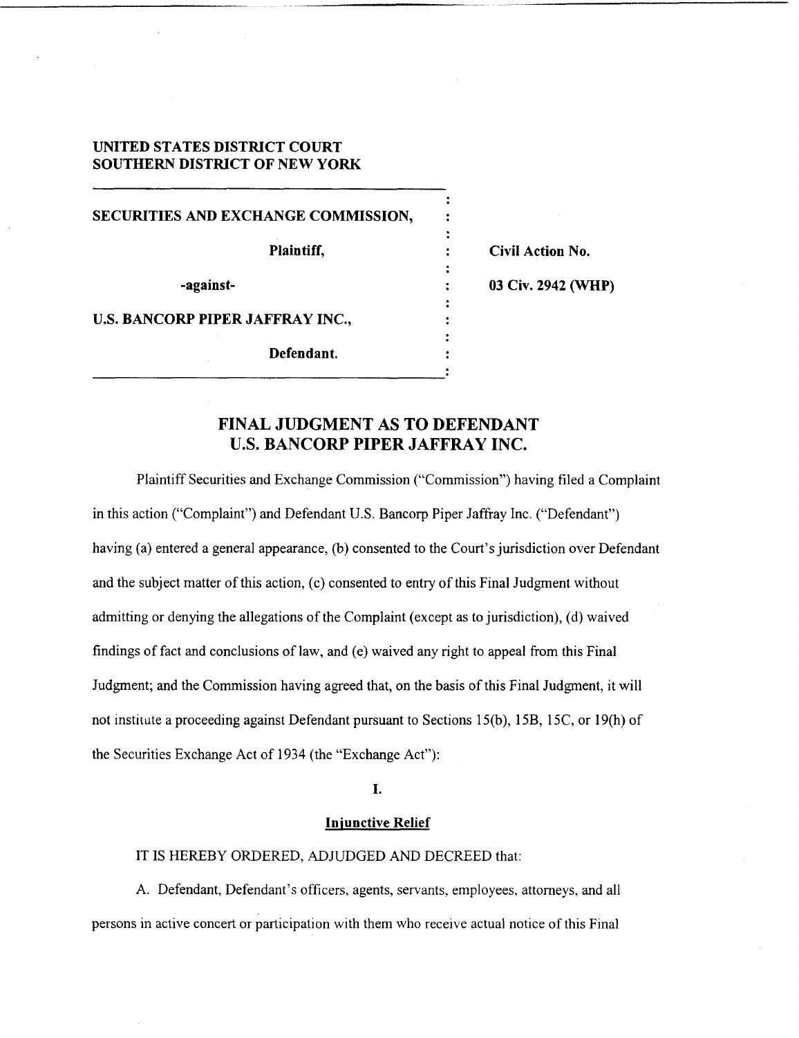**UNITED STATES DISTRICT COURT**
**SOUTHERN DISTRICT OF NEW YORK**

| | |
|---|---|
| **SECURITIES AND EXCHANGE COMMISSION,** | |
| **Plaintiff,** | **Civil Action No.** |
| **-against-** | **03 Civ. 2942 (WHP)** |
| **U.S. BANCORP PIPER JAFFRAY INC.,** | |
| **Defendant.** | |

# FINAL JUDGMENT AS TO DEFENDANT U.S. BANCORP PIPER JAFFRAY INC.

Plaintiff Securities and Exchange Commission ("Commission") having filed a Complaint in this action ("Complaint") and Defendant U.S. Bancorp Piper Jaffray Inc. ("Defendant") having (a) entered a general appearance, (b) consented to the Court's jurisdiction over Defendant and the subject matter of this action, (c) consented to entry of this Final Judgment without admitting or denying the allegations of the Complaint (except as to jurisdiction), (d) waived findings of fact and conclusions of law, and (e) waived any right to appeal from this Final Judgment; and the Commission having agreed that, on the basis of this Final Judgment, it will not institute a proceeding against Defendant pursuant to Sections 15(b), 15B, 15C, or 19(h) of the Securities Exchange Act of 1934 (the "Exchange Act"):

## I.

## Injunctive Relief

IT IS HEREBY ORDERED, ADJUDGED AND DECREED that:

A. Defendant, Defendant's officers, agents, servants, employees, attorneys, and all persons in active concert or participation with them who receive actual notice of this Final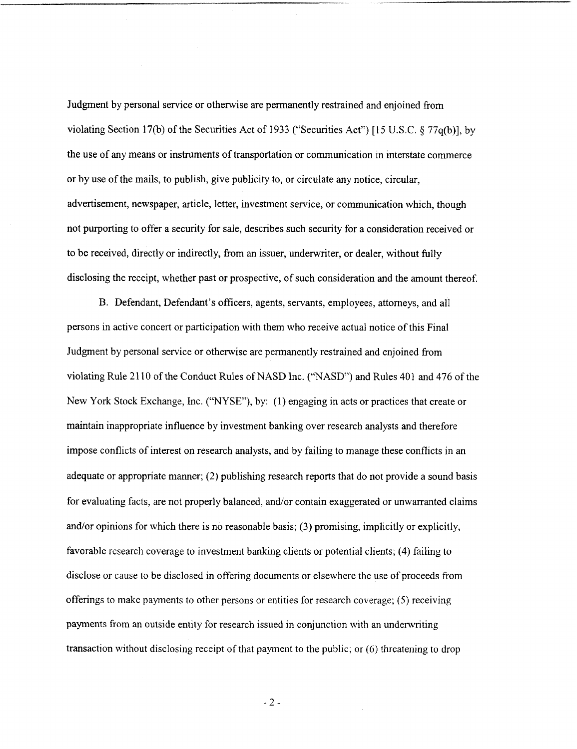Judgment by personal service or otherwise are permanently restrained and enjoined from violating Section 17(b) of the Securities Act of 1933 ("Securities Act") [15 U.S.C. § 77q(b)], by the use of any means or instruments of transportation or communication in interstate commerce or by use of the mails, to publish, give publicity to, or circulate any notice, circular, advertisement, newspaper, article, letter, investment service, or communication which, though not purporting to offer a security for sale, describes such security for a consideration received or to be received, directly or indirectly, from an issuer, underwriter, or dealer, without fully disclosing the receipt, whether past or prospective, of such consideration and the amount thereof.

B. Defendant, Defendant's officers, agents, servants, employees, attorneys, and all persons in active concert or participation with them who receive actual notice of this Final Judgment by personal service or otherwise are permanently restrained and enjoined from violating Rule 2110 of the Conduct Rules of NASD Inc. ("NASD") and Rules 401 and 476 of the New York Stock Exchange, Inc. ("NYSE"), by: (1) engaging in acts or practices that create or maintain inappropriate influence by investment banking over research analysts and therefore impose conflicts of interest on research analysts, and by failing to manage these conflicts in an adequate or appropriate manner; (2) publishing research reports that do not provide a sound basis for evaluating facts, are not properly balanced, and/or contain exaggerated or unwarranted claims and/or opinions for which there is no reasonable basis; (3) promising, implicitly or explicitly, favorable research coverage to investment banking clients or potential clients; (4) failing to disclose or cause to be disclosed in offering documents or elsewhere the use of proceeds from offerings to make payments to other persons or entities for research coverage; (5) receiving payments from an outside entity for research issued in conjunction with an underwriting transaction without disclosing receipt of that payment to the public; or (6) threatening to drop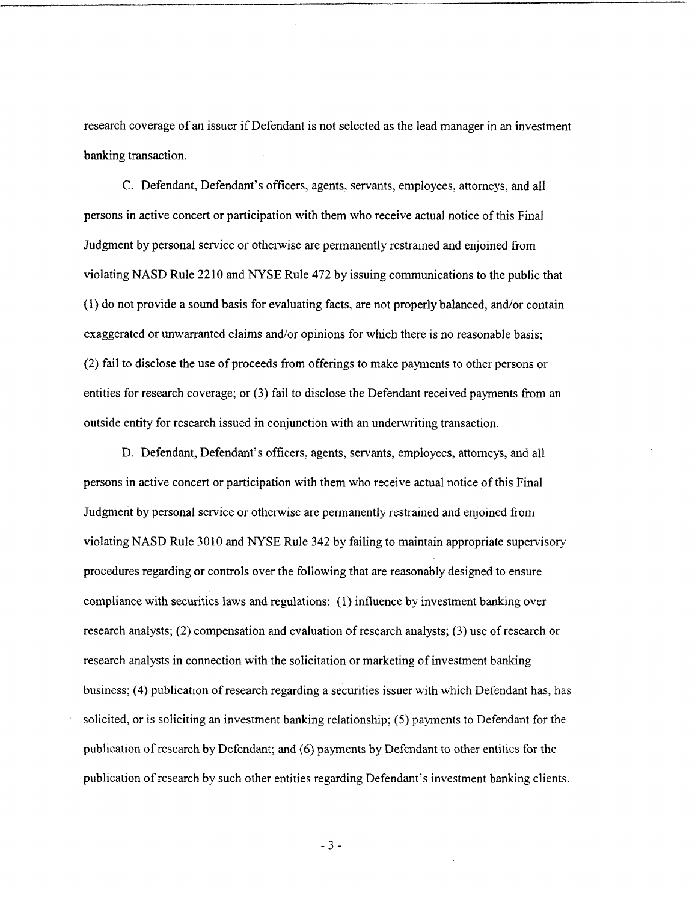research coverage of an issuer if Defendant is not selected as the lead manager in an investment banking transaction.

C. Defendant, Defendant's officers, agents, servants, employees, attorneys, and all persons in active concert or participation with them who receive actual notice of this Final Judgment by personal service or otherwise are permanently restrained and enjoined from violating NASD Rule 2210 and NYSE Rule 472 by issuing communications to the public that (1) do not provide a sound basis for evaluating facts, are not properly balanced, and/or contain exaggerated or unwarranted claims and/or opinions for which there is no reasonable basis; (2) fail to disclose the use of proceeds from offerings to make payments to other persons or entities for research coverage; or (3) fail to disclose the Defendant received payments from an outside entity for research issued in conjunction with an underwriting transaction.

D. Defendant, Defendant's officers, agents, servants, employees, attorneys, and all persons in active concert or participation with them who receive actual notice of this Final Judgment by personal service or otherwise are permanently restrained and enjoined from violating NASD Rule 3010 and NYSE Rule 342 by failing to maintain appropriate supervisory procedures regarding or controls over the following that are reasonably designed to ensure compliance with securities laws and regulations: (1) influence by investment banking over research analysts; (2) compensation and evaluation of research analysts; (3) use of research or research analysts in connection with the solicitation or marketing of investment banking business; (4) publication of research regarding a securities issuer with which Defendant has, has solicited, or is soliciting an investment banking relationship; (5) payments to Defendant for the publication of research by Defendant; and (6) payments by Defendant to other entities for the publication of research by such other entities regarding Defendant's investment banking clients.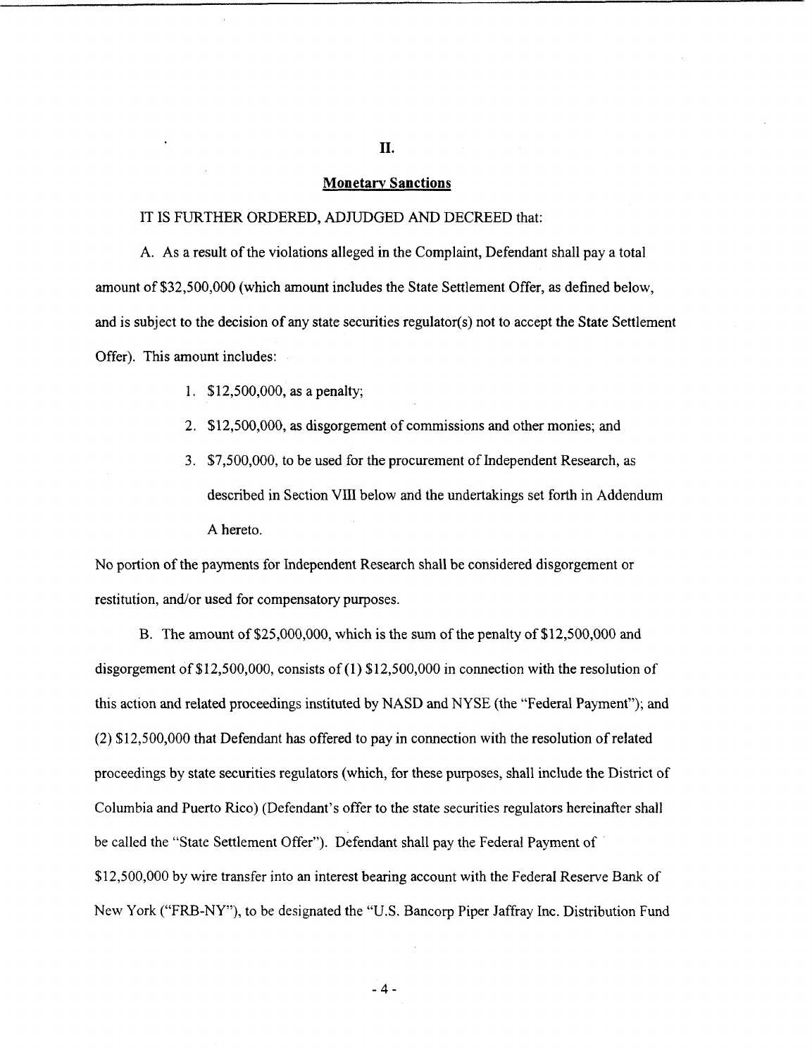## II.

### Monetary Sanctions

IT IS FURTHER ORDERED, ADJUDGED AND DECREED that:

A. As a result of the violations alleged in the Complaint, Defendant shall pay a total amount of $32,500,000 (which amount includes the State Settlement Offer, as defined below, and is subject to the decision of any state securities regulator(s) not to accept the State Settlement Offer). This amount includes:

1. $12,500,000, as a penalty;
2. $12,500,000, as disgorgement of commissions and other monies; and
3. $7,500,000, to be used for the procurement of Independent Research, as described in Section VIII below and the undertakings set forth in Addendum A hereto.

No portion of the payments for Independent Research shall be considered disgorgement or restitution, and/or used for compensatory purposes.

B. The amount of $25,000,000, which is the sum of the penalty of $12,500,000 and disgorgement of $12,500,000, consists of (1) $12,500,000 in connection with the resolution of this action and related proceedings instituted by NASD and NYSE (the "Federal Payment"); and (2) $12,500,000 that Defendant has offered to pay in connection with the resolution of related proceedings by state securities regulators (which, for these purposes, shall include the District of Columbia and Puerto Rico) (Defendant's offer to the state securities regulators hereinafter shall be called the "State Settlement Offer"). Defendant shall pay the Federal Payment of $12,500,000 by wire transfer into an interest bearing account with the Federal Reserve Bank of New York ("FRB-NY"), to be designated the "U.S. Bancorp Piper Jaffray Inc. Distribution Fund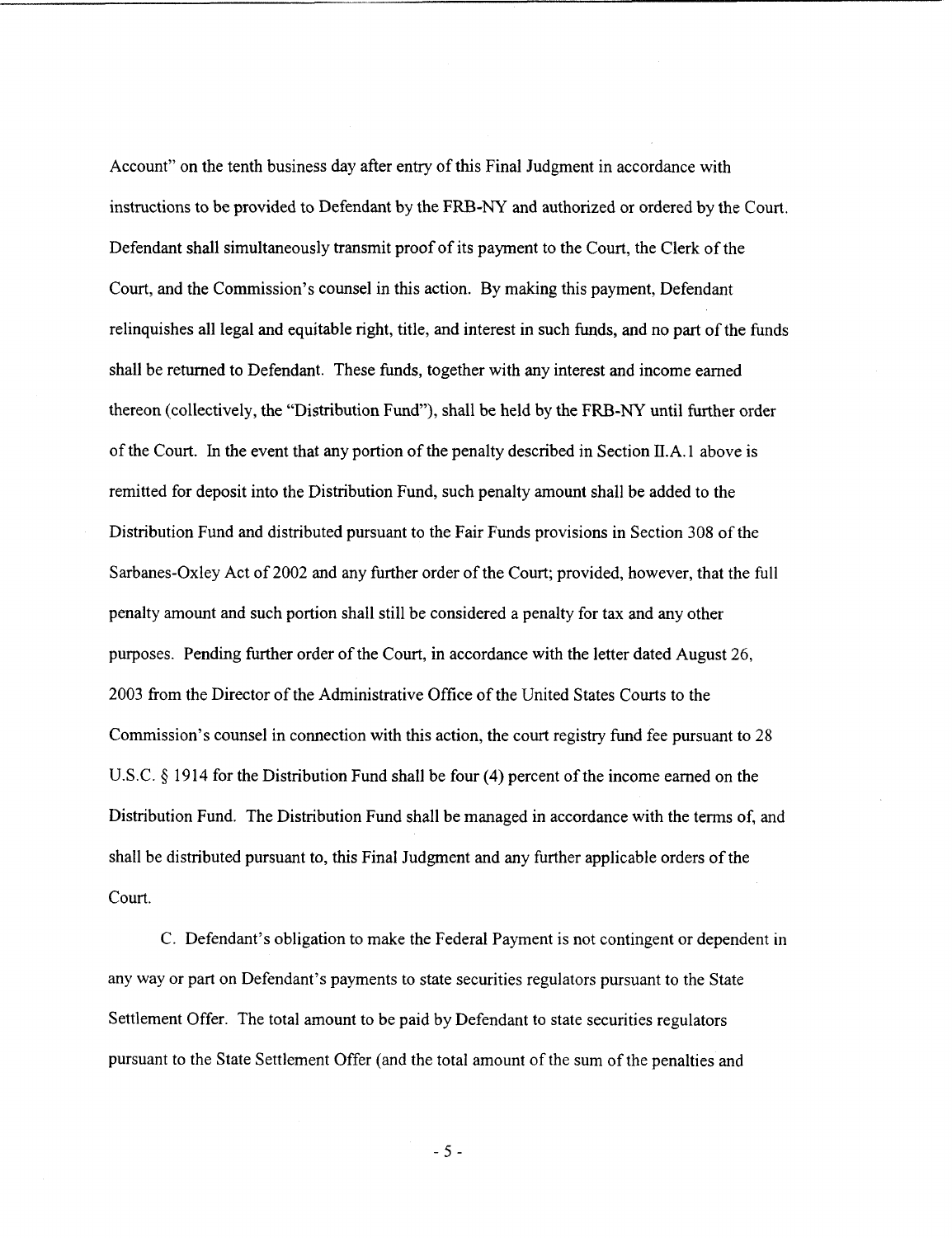Account" on the tenth business day after entry of this Final Judgment in accordance with instructions to be provided to Defendant by the FRB-NY and authorized or ordered by the Court. Defendant shall simultaneously transmit proof of its payment to the Court, the Clerk of the Court, and the Commission's counsel in this action. By making this payment, Defendant relinquishes all legal and equitable right, title, and interest in such funds, and no part of the funds shall be returned to Defendant. These funds, together with any interest and income earned thereon (collectively, the "Distribution Fund"), shall be held by the FRB-NY until further order of the Court. In the event that any portion of the penalty described in Section II.A.1 above is remitted for deposit into the Distribution Fund, such penalty amount shall be added to the Distribution Fund and distributed pursuant to the Fair Funds provisions in Section 308 of the Sarbanes-Oxley Act of 2002 and any further order of the Court; provided, however, that the full penalty amount and such portion shall still be considered a penalty for tax and any other purposes. Pending further order of the Court, in accordance with the letter dated August 26, 2003 from the Director of the Administrative Office of the United States Courts to the Commission's counsel in connection with this action, the court registry fund fee pursuant to 28 U.S.C. § 1914 for the Distribution Fund shall be four (4) percent of the income earned on the Distribution Fund. The Distribution Fund shall be managed in accordance with the terms of, and shall be distributed pursuant to, this Final Judgment and any further applicable orders of the Court.

C. Defendant's obligation to make the Federal Payment is not contingent or dependent in any way or part on Defendant's payments to state securities regulators pursuant to the State Settlement Offer. The total amount to be paid by Defendant to state securities regulators pursuant to the State Settlement Offer (and the total amount of the sum of the penalties and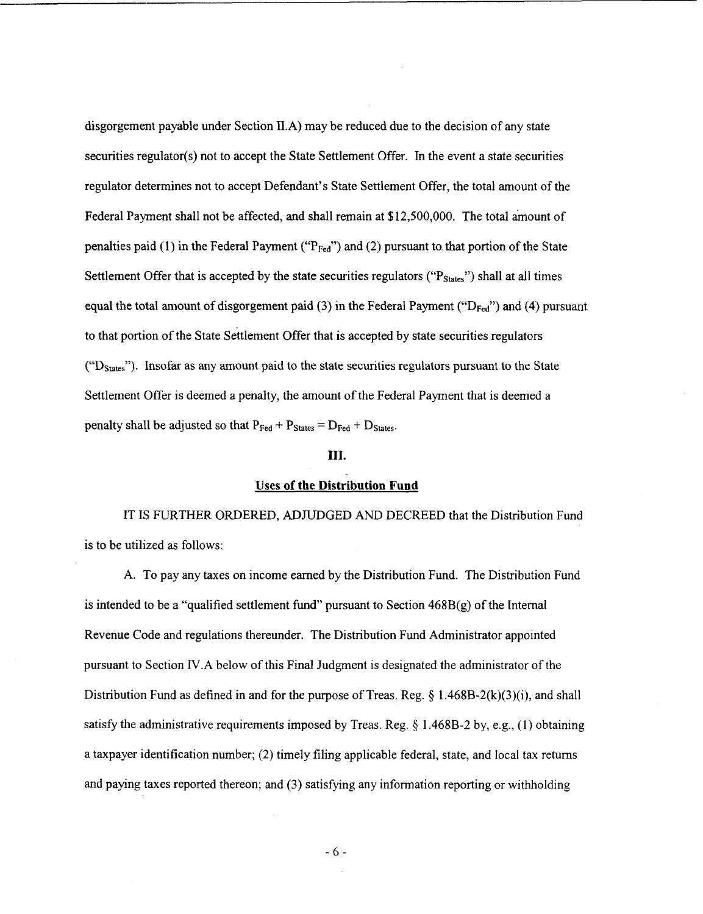disgorgement payable under Section II.A) may be reduced due to the decision of any state securities regulator(s) not to accept the State Settlement Offer. In the event a state securities regulator determines not to accept Defendant's State Settlement Offer, the total amount of the Federal Payment shall not be affected, and shall remain at $12,500,000. The total amount of penalties paid (1) in the Federal Payment ("$P_{Fed}$") and (2) pursuant to that portion of the State Settlement Offer that is accepted by the state securities regulators ("$P_{States}$") shall at all times equal the total amount of disgorgement paid (3) in the Federal Payment ("$D_{Fed}$") and (4) pursuant to that portion of the State Settlement Offer that is accepted by state securities regulators ("$D_{States}$"). Insofar as any amount paid to the state securities regulators pursuant to the State Settlement Offer is deemed a penalty, the amount of the Federal Payment that is deemed a penalty shall be adjusted so that $P_{Fed} + P_{States} = D_{Fed} + D_{States}$.

## III.

## Uses of the Distribution Fund

IT IS FURTHER ORDERED, ADJUDGED AND DECREED that the Distribution Fund is to be utilized as follows:

A. To pay any taxes on income earned by the Distribution Fund. The Distribution Fund is intended to be a "qualified settlement fund" pursuant to Section 468B(g) of the Internal Revenue Code and regulations thereunder. The Distribution Fund Administrator appointed pursuant to Section IV.A below of this Final Judgment is designated the administrator of the Distribution Fund as defined in and for the purpose of Treas. Reg. § 1.468B-2(k)(3)(i), and shall satisfy the administrative requirements imposed by Treas. Reg. § 1.468B-2 by, e.g., (1) obtaining a taxpayer identification number; (2) timely filing applicable federal, state, and local tax returns and paying taxes reported thereon; and (3) satisfying any information reporting or withholding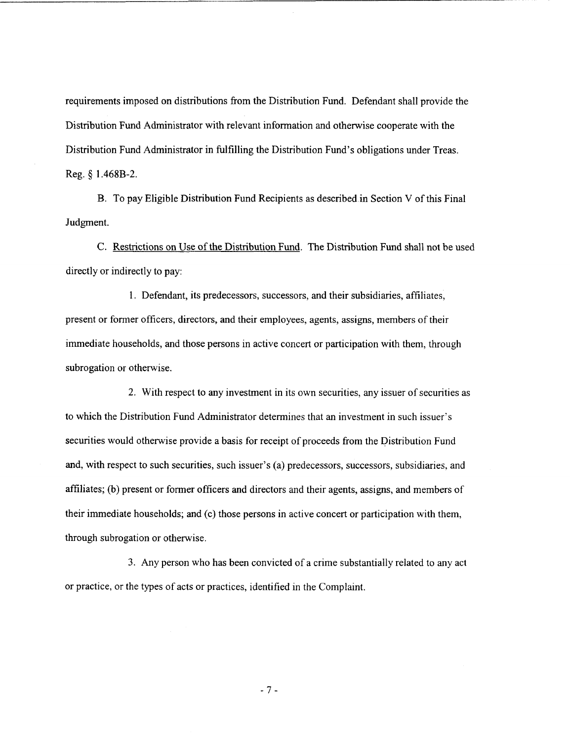requirements imposed on distributions from the Distribution Fund. Defendant shall provide the Distribution Fund Administrator with relevant information and otherwise cooperate with the Distribution Fund Administrator in fulfilling the Distribution Fund's obligations under Treas. Reg. § 1.468B-2.

B. To pay Eligible Distribution Fund Recipients as described in Section V of this Final Judgment.

C. Restrictions on Use of the Distribution Fund. The Distribution Fund shall not be used directly or indirectly to pay:

1. Defendant, its predecessors, successors, and their subsidiaries, affiliates, present or former officers, directors, and their employees, agents, assigns, members of their immediate households, and those persons in active concert or participation with them, through subrogation or otherwise.

2. With respect to any investment in its own securities, any issuer of securities as to which the Distribution Fund Administrator determines that an investment in such issuer's securities would otherwise provide a basis for receipt of proceeds from the Distribution Fund and, with respect to such securities, such issuer's (a) predecessors, successors, subsidiaries, and affiliates; (b) present or former officers and directors and their agents, assigns, and members of their immediate households; and (c) those persons in active concert or participation with them, through subrogation or otherwise.

3. Any person who has been convicted of a crime substantially related to any act or practice, or the types of acts or practices, identified in the Complaint.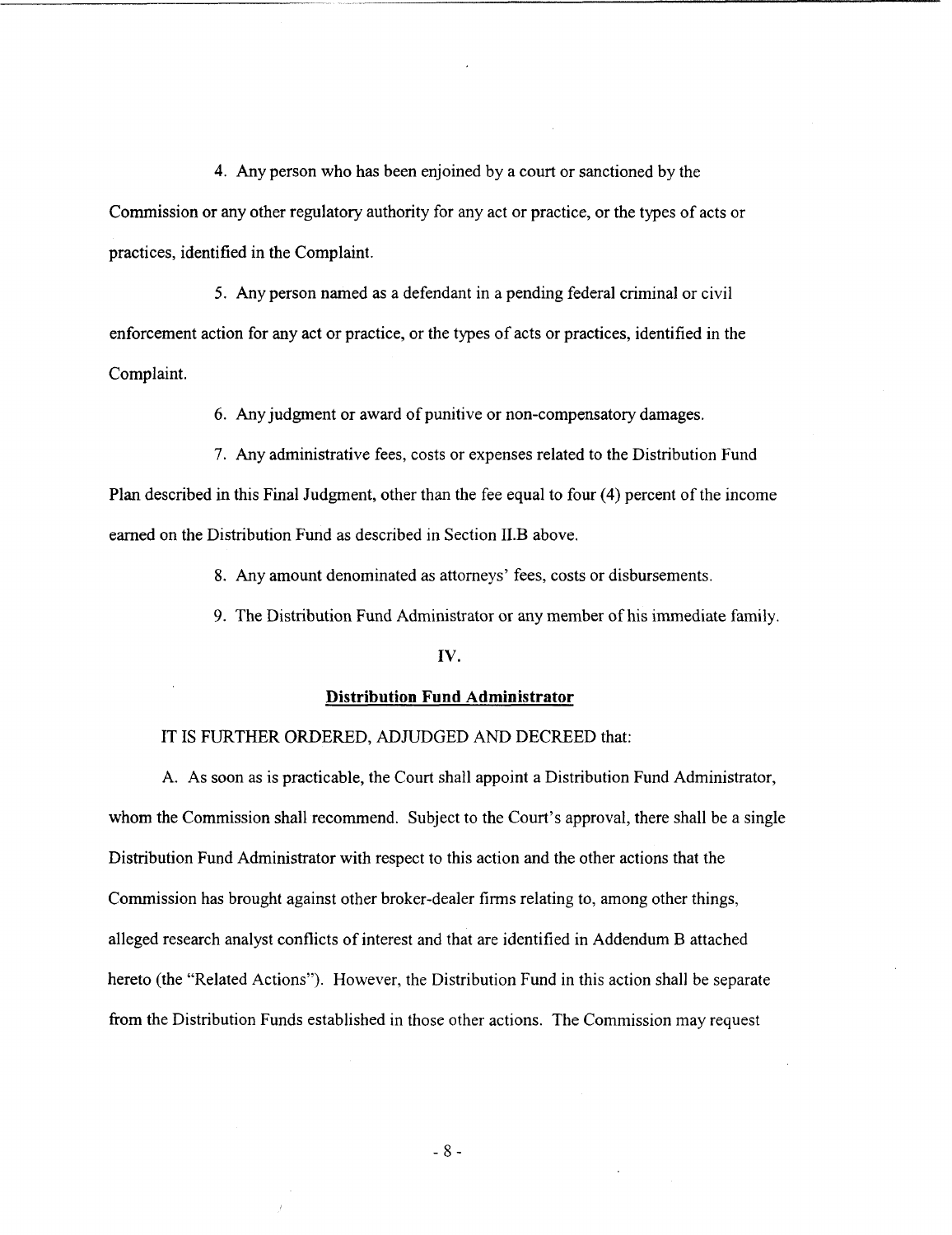4. Any person who has been enjoined by a court or sanctioned by the Commission or any other regulatory authority for any act or practice, or the types of acts or practices, identified in the Complaint.

5. Any person named as a defendant in a pending federal criminal or civil enforcement action for any act or practice, or the types of acts or practices, identified in the Complaint.

6. Any judgment or award of punitive or non-compensatory damages.

7. Any administrative fees, costs or expenses related to the Distribution Fund Plan described in this Final Judgment, other than the fee equal to four (4) percent of the income earned on the Distribution Fund as described in Section II.B above.

8. Any amount denominated as attorneys' fees, costs or disbursements.

9. The Distribution Fund Administrator or any member of his immediate family.

## IV.

## Distribution Fund Administrator

IT IS FURTHER ORDERED, ADJUDGED AND DECREED that:

A. As soon as is practicable, the Court shall appoint a Distribution Fund Administrator, whom the Commission shall recommend. Subject to the Court's approval, there shall be a single Distribution Fund Administrator with respect to this action and the other actions that the Commission has brought against other broker-dealer firms relating to, among other things, alleged research analyst conflicts of interest and that are identified in Addendum B attached hereto (the "Related Actions"). However, the Distribution Fund in this action shall be separate from the Distribution Funds established in those other actions. The Commission may request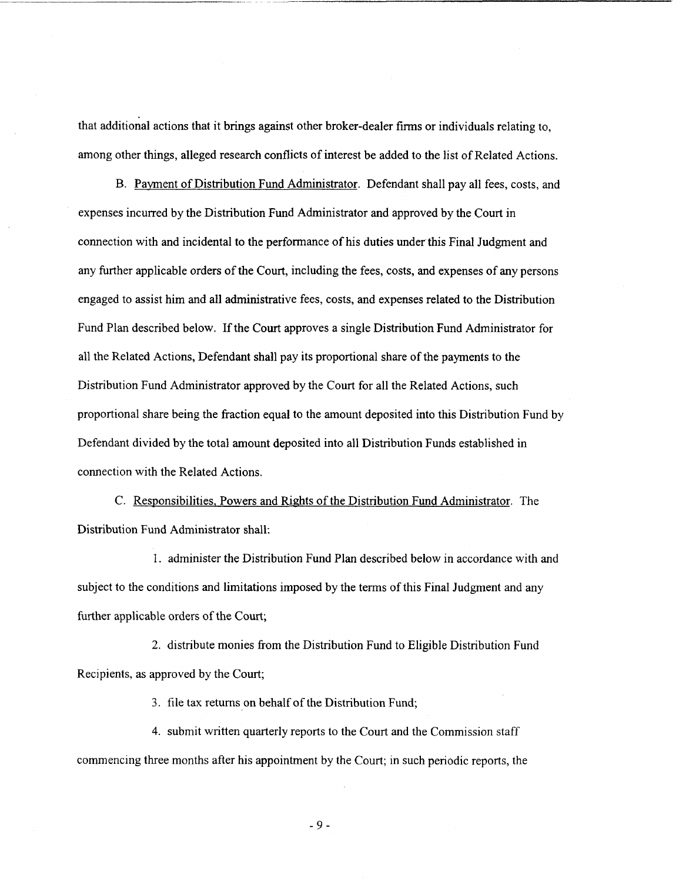that additional actions that it brings against other broker-dealer firms or individuals relating to, among other things, alleged research conflicts of interest be added to the list of Related Actions.

B. Payment of Distribution Fund Administrator. Defendant shall pay all fees, costs, and expenses incurred by the Distribution Fund Administrator and approved by the Court in connection with and incidental to the performance of his duties under this Final Judgment and any further applicable orders of the Court, including the fees, costs, and expenses of any persons engaged to assist him and all administrative fees, costs, and expenses related to the Distribution Fund Plan described below. If the Court approves a single Distribution Fund Administrator for all the Related Actions, Defendant shall pay its proportional share of the payments to the Distribution Fund Administrator approved by the Court for all the Related Actions, such proportional share being the fraction equal to the amount deposited into this Distribution Fund by Defendant divided by the total amount deposited into all Distribution Funds established in connection with the Related Actions.

C. Responsibilities, Powers and Rights of the Distribution Fund Administrator. The Distribution Fund Administrator shall:

1. administer the Distribution Fund Plan described below in accordance with and subject to the conditions and limitations imposed by the terms of this Final Judgment and any further applicable orders of the Court;

2. distribute monies from the Distribution Fund to Eligible Distribution Fund Recipients, as approved by the Court;

3. file tax returns on behalf of the Distribution Fund;

4. submit written quarterly reports to the Court and the Commission staff commencing three months after his appointment by the Court; in such periodic reports, the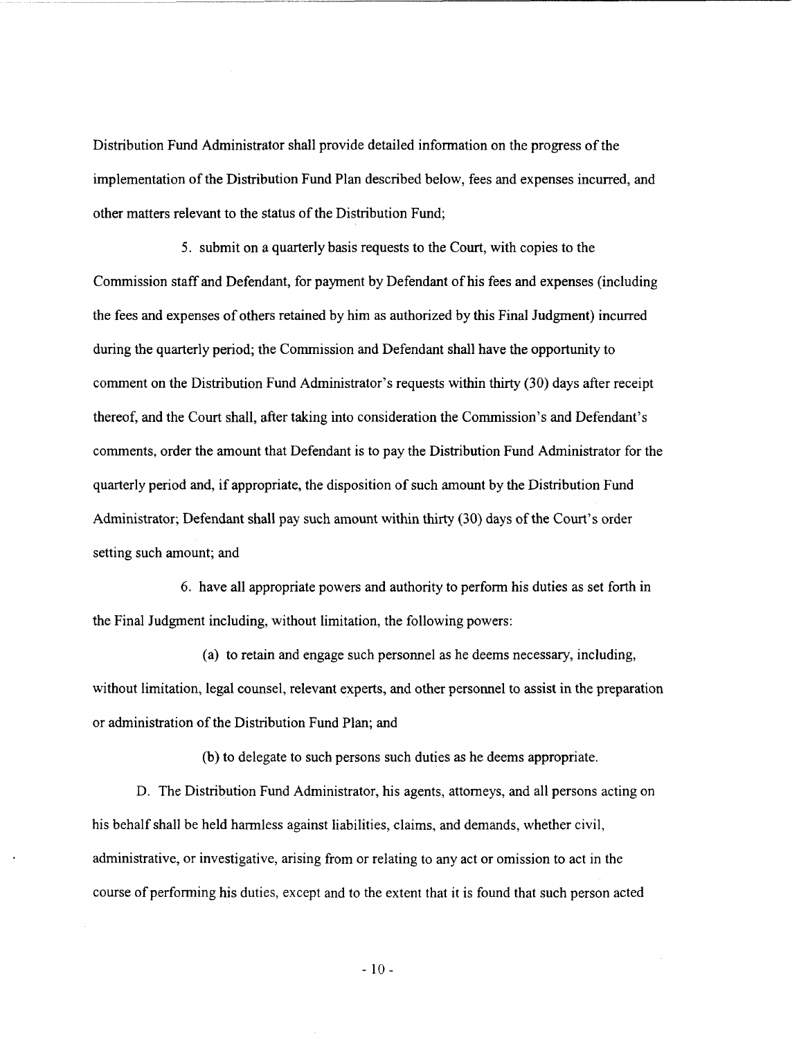Distribution Fund Administrator shall provide detailed information on the progress of the implementation of the Distribution Fund Plan described below, fees and expenses incurred, and other matters relevant to the status of the Distribution Fund;

5. submit on a quarterly basis requests to the Court, with copies to the Commission staff and Defendant, for payment by Defendant of his fees and expenses (including the fees and expenses of others retained by him as authorized by this Final Judgment) incurred during the quarterly period; the Commission and Defendant shall have the opportunity to comment on the Distribution Fund Administrator's requests within thirty (30) days after receipt thereof, and the Court shall, after taking into consideration the Commission's and Defendant's comments, order the amount that Defendant is to pay the Distribution Fund Administrator for the quarterly period and, if appropriate, the disposition of such amount by the Distribution Fund Administrator; Defendant shall pay such amount within thirty (30) days of the Court's order setting such amount; and

6. have all appropriate powers and authority to perform his duties as set forth in the Final Judgment including, without limitation, the following powers:

(a) to retain and engage such personnel as he deems necessary, including, without limitation, legal counsel, relevant experts, and other personnel to assist in the preparation or administration of the Distribution Fund Plan; and

(b) to delegate to such persons such duties as he deems appropriate.

D. The Distribution Fund Administrator, his agents, attorneys, and all persons acting on his behalf shall be held harmless against liabilities, claims, and demands, whether civil, administrative, or investigative, arising from or relating to any act or omission to act in the course of performing his duties, except and to the extent that it is found that such person acted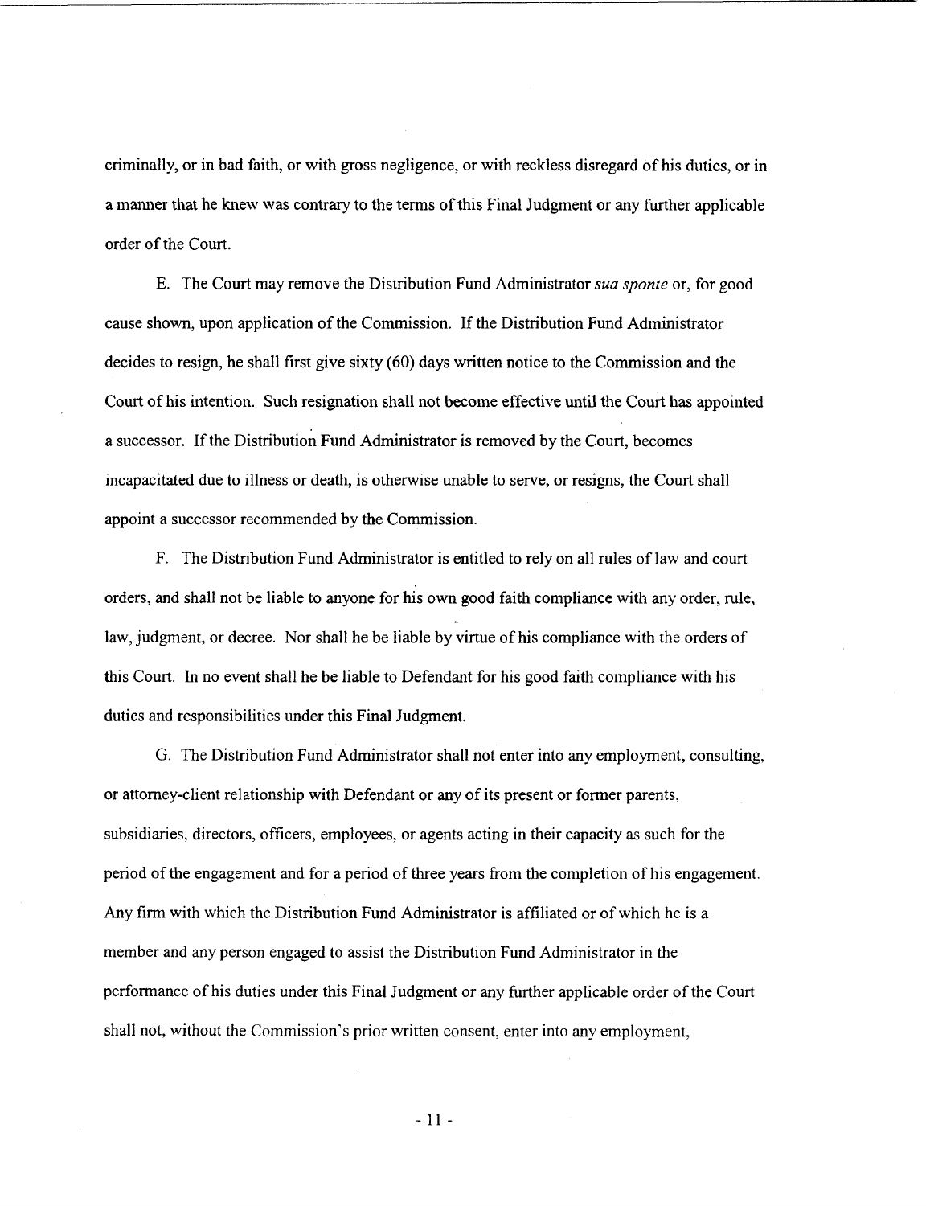criminally, or in bad faith, or with gross negligence, or with reckless disregard of his duties, or in a manner that he knew was contrary to the terms of this Final Judgment or any further applicable order of the Court.

E. The Court may remove the Distribution Fund Administrator *sua sponte* or, for good cause shown, upon application of the Commission. If the Distribution Fund Administrator decides to resign, he shall first give sixty (60) days written notice to the Commission and the Court of his intention. Such resignation shall not become effective until the Court has appointed a successor. If the Distribution Fund Administrator is removed by the Court, becomes incapacitated due to illness or death, is otherwise unable to serve, or resigns, the Court shall appoint a successor recommended by the Commission.

F. The Distribution Fund Administrator is entitled to rely on all rules of law and court orders, and shall not be liable to anyone for his own good faith compliance with any order, rule, law, judgment, or decree. Nor shall he be liable by virtue of his compliance with the orders of this Court. In no event shall he be liable to Defendant for his good faith compliance with his duties and responsibilities under this Final Judgment.

G. The Distribution Fund Administrator shall not enter into any employment, consulting, or attorney-client relationship with Defendant or any of its present or former parents, subsidiaries, directors, officers, employees, or agents acting in their capacity as such for the period of the engagement and for a period of three years from the completion of his engagement. Any firm with which the Distribution Fund Administrator is affiliated or of which he is a member and any person engaged to assist the Distribution Fund Administrator in the performance of his duties under this Final Judgment or any further applicable order of the Court shall not, without the Commission's prior written consent, enter into any employment,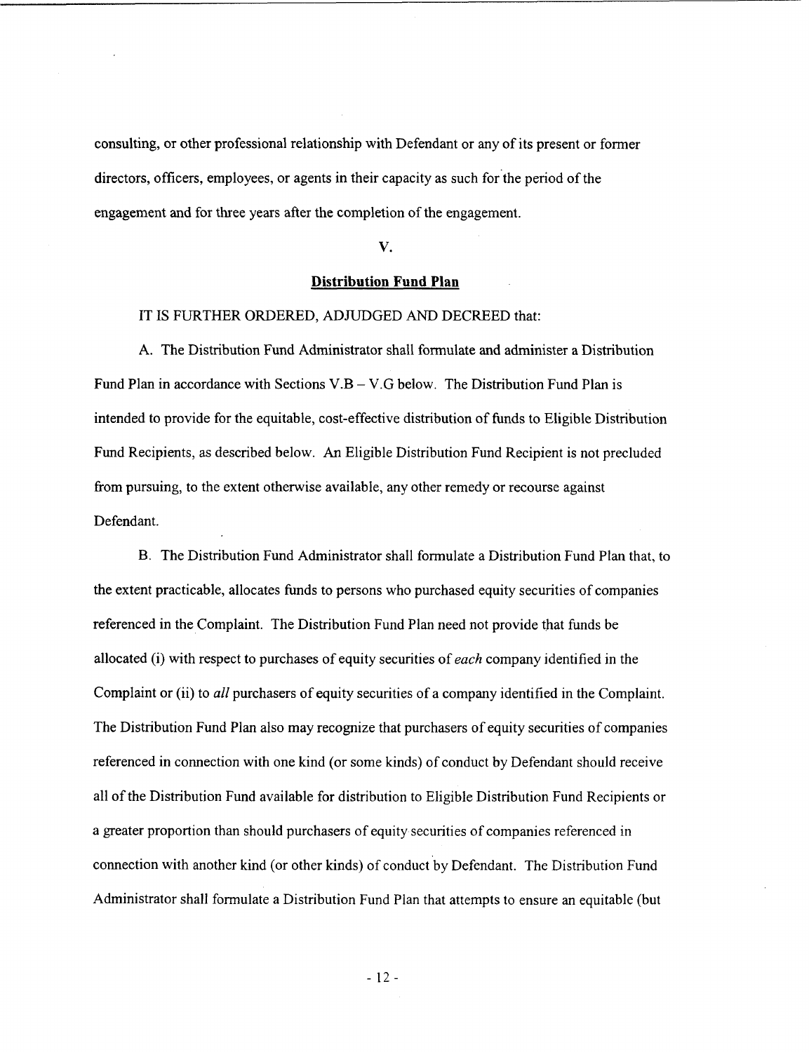consulting, or other professional relationship with Defendant or any of its present or former directors, officers, employees, or agents in their capacity as such for the period of the engagement and for three years after the completion of the engagement.

## V.

## **Distribution Fund Plan**

IT IS FURTHER ORDERED, ADJUDGED AND DECREED that:

A. The Distribution Fund Administrator shall formulate and administer a Distribution Fund Plan in accordance with Sections V.B – V.G below. The Distribution Fund Plan is intended to provide for the equitable, cost-effective distribution of funds to Eligible Distribution Fund Recipients, as described below. An Eligible Distribution Fund Recipient is not precluded from pursuing, to the extent otherwise available, any other remedy or recourse against Defendant.

B. The Distribution Fund Administrator shall formulate a Distribution Fund Plan that, to the extent practicable, allocates funds to persons who purchased equity securities of companies referenced in the Complaint. The Distribution Fund Plan need not provide that funds be allocated (i) with respect to purchases of equity securities of *each* company identified in the Complaint or (ii) to *all* purchasers of equity securities of a company identified in the Complaint. The Distribution Fund Plan also may recognize that purchasers of equity securities of companies referenced in connection with one kind (or some kinds) of conduct by Defendant should receive all of the Distribution Fund available for distribution to Eligible Distribution Fund Recipients or a greater proportion than should purchasers of equity securities of companies referenced in connection with another kind (or other kinds) of conduct by Defendant. The Distribution Fund Administrator shall formulate a Distribution Fund Plan that attempts to ensure an equitable (but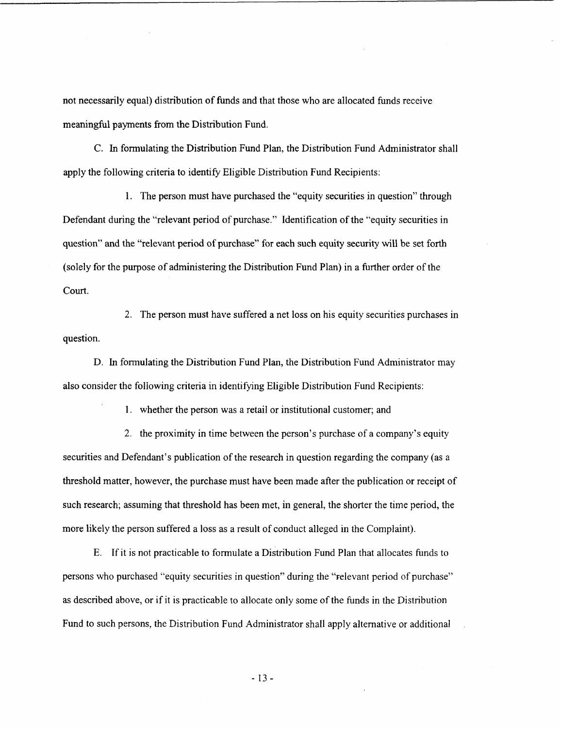not necessarily equal) distribution of funds and that those who are allocated funds receive meaningful payments from the Distribution Fund.

C. In formulating the Distribution Fund Plan, the Distribution Fund Administrator shall apply the following criteria to identify Eligible Distribution Fund Recipients:

1. The person must have purchased the "equity securities in question" through Defendant during the "relevant period of purchase." Identification of the "equity securities in question" and the "relevant period of purchase" for each such equity security will be set forth (solely for the purpose of administering the Distribution Fund Plan) in a further order of the Court.

2. The person must have suffered a net loss on his equity securities purchases in question.

D. In formulating the Distribution Fund Plan, the Distribution Fund Administrator may also consider the following criteria in identifying Eligible Distribution Fund Recipients:

1. whether the person was a retail or institutional customer; and

2. the proximity in time between the person's purchase of a company's equity securities and Defendant's publication of the research in question regarding the company (as a threshold matter, however, the purchase must have been made after the publication or receipt of such research; assuming that threshold has been met, in general, the shorter the time period, the more likely the person suffered a loss as a result of conduct alleged in the Complaint).

E. If it is not practicable to formulate a Distribution Fund Plan that allocates funds to persons who purchased "equity securities in question" during the "relevant period of purchase" as described above, or if it is practicable to allocate only some of the funds in the Distribution Fund to such persons, the Distribution Fund Administrator shall apply alternative or additional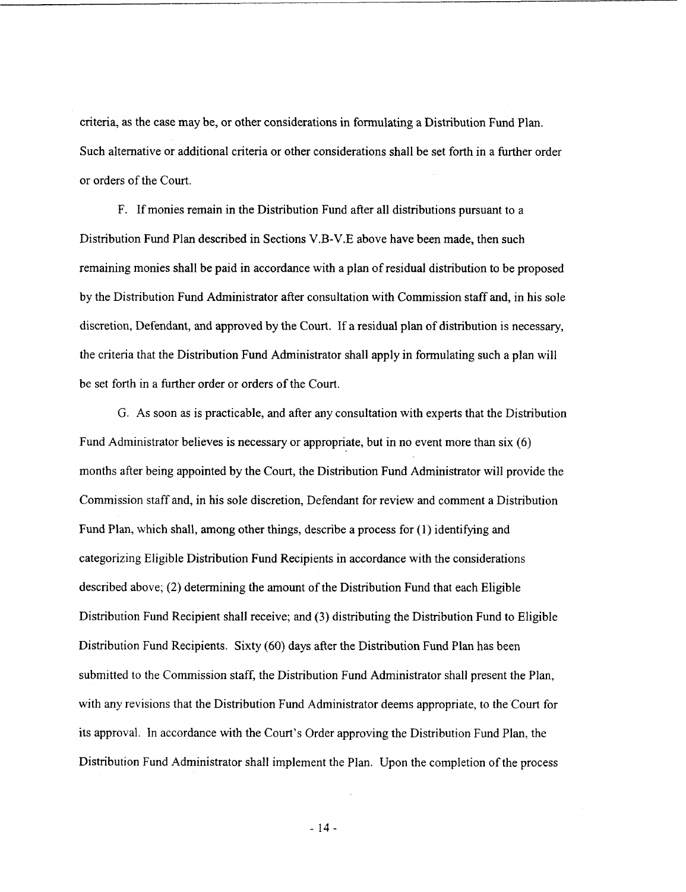criteria, as the case may be, or other considerations in formulating a Distribution Fund Plan. Such alternative or additional criteria or other considerations shall be set forth in a further order or orders of the Court.

F. If monies remain in the Distribution Fund after all distributions pursuant to a Distribution Fund Plan described in Sections V.B-V.E above have been made, then such remaining monies shall be paid in accordance with a plan of residual distribution to be proposed by the Distribution Fund Administrator after consultation with Commission staff and, in his sole discretion, Defendant, and approved by the Court. If a residual plan of distribution is necessary, the criteria that the Distribution Fund Administrator shall apply in formulating such a plan will be set forth in a further order or orders of the Court.

G. As soon as is practicable, and after any consultation with experts that the Distribution Fund Administrator believes is necessary or appropriate, but in no event more than six (6) months after being appointed by the Court, the Distribution Fund Administrator will provide the Commission staff and, in his sole discretion, Defendant for review and comment a Distribution Fund Plan, which shall, among other things, describe a process for (1) identifying and categorizing Eligible Distribution Fund Recipients in accordance with the considerations described above; (2) determining the amount of the Distribution Fund that each Eligible Distribution Fund Recipient shall receive; and (3) distributing the Distribution Fund to Eligible Distribution Fund Recipients. Sixty (60) days after the Distribution Fund Plan has been submitted to the Commission staff, the Distribution Fund Administrator shall present the Plan, with any revisions that the Distribution Fund Administrator deems appropriate, to the Court for its approval. In accordance with the Court's Order approving the Distribution Fund Plan, the Distribution Fund Administrator shall implement the Plan. Upon the completion of the process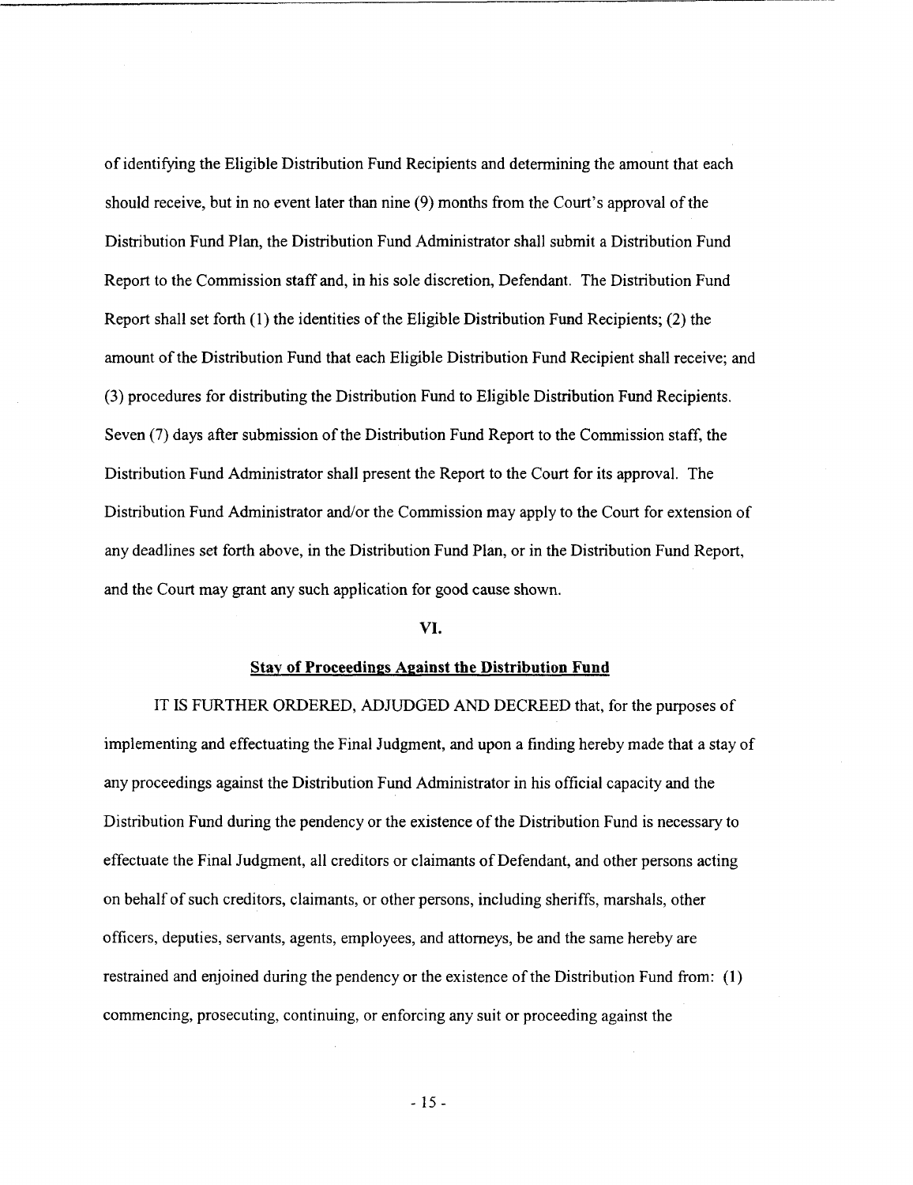of identifying the Eligible Distribution Fund Recipients and determining the amount that each should receive, but in no event later than nine (9) months from the Court's approval of the Distribution Fund Plan, the Distribution Fund Administrator shall submit a Distribution Fund Report to the Commission staff and, in his sole discretion, Defendant. The Distribution Fund Report shall set forth (1) the identities of the Eligible Distribution Fund Recipients; (2) the amount of the Distribution Fund that each Eligible Distribution Fund Recipient shall receive; and (3) procedures for distributing the Distribution Fund to Eligible Distribution Fund Recipients. Seven (7) days after submission of the Distribution Fund Report to the Commission staff, the Distribution Fund Administrator shall present the Report to the Court for its approval. The Distribution Fund Administrator and/or the Commission may apply to the Court for extension of any deadlines set forth above, in the Distribution Fund Plan, or in the Distribution Fund Report, and the Court may grant any such application for good cause shown.

## VI.

## Stay of Proceedings Against the Distribution Fund

IT IS FURTHER ORDERED, ADJUDGED AND DECREED that, for the purposes of implementing and effectuating the Final Judgment, and upon a finding hereby made that a stay of any proceedings against the Distribution Fund Administrator in his official capacity and the Distribution Fund during the pendency or the existence of the Distribution Fund is necessary to effectuate the Final Judgment, all creditors or claimants of Defendant, and other persons acting on behalf of such creditors, claimants, or other persons, including sheriffs, marshals, other officers, deputies, servants, agents, employees, and attorneys, be and the same hereby are restrained and enjoined during the pendency or the existence of the Distribution Fund from: (1) commencing, prosecuting, continuing, or enforcing any suit or proceeding against the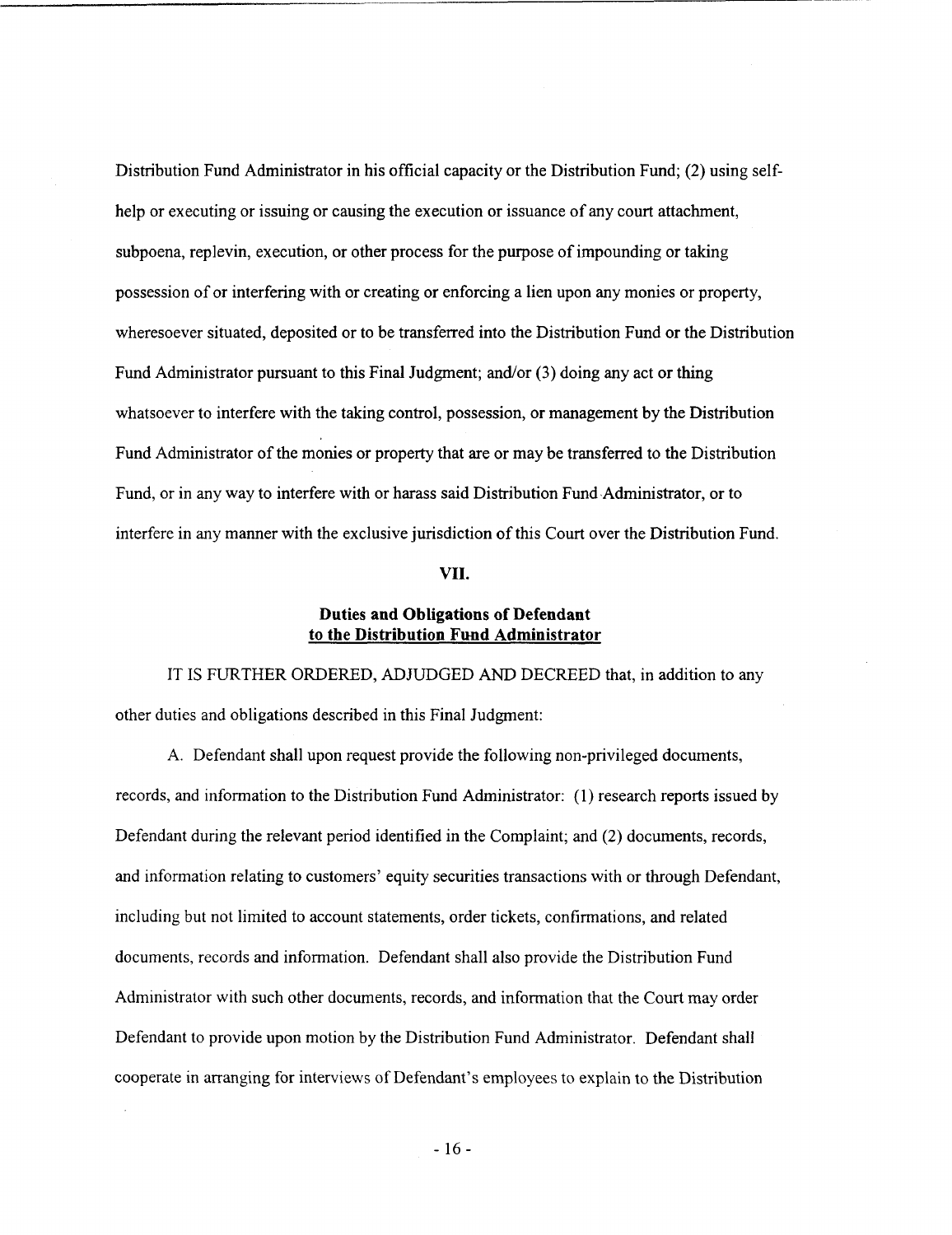Distribution Fund Administrator in his official capacity or the Distribution Fund; (2) using self-help or executing or issuing or causing the execution or issuance of any court attachment, subpoena, replevin, execution, or other process for the purpose of impounding or taking possession of or interfering with or creating or enforcing a lien upon any monies or property, wheresoever situated, deposited or to be transferred into the Distribution Fund or the Distribution Fund Administrator pursuant to this Final Judgment; and/or (3) doing any act or thing whatsoever to interfere with the taking control, possession, or management by the Distribution Fund Administrator of the monies or property that are or may be transferred to the Distribution Fund, or in any way to interfere with or harass said Distribution Fund Administrator, or to interfere in any manner with the exclusive jurisdiction of this Court over the Distribution Fund.

## VII.

### Duties and Obligations of Defendant to the Distribution Fund Administrator

IT IS FURTHER ORDERED, ADJUDGED AND DECREED that, in addition to any other duties and obligations described in this Final Judgment:

A. Defendant shall upon request provide the following non-privileged documents, records, and information to the Distribution Fund Administrator: (1) research reports issued by Defendant during the relevant period identified in the Complaint; and (2) documents, records, and information relating to customers' equity securities transactions with or through Defendant, including but not limited to account statements, order tickets, confirmations, and related documents, records and information. Defendant shall also provide the Distribution Fund Administrator with such other documents, records, and information that the Court may order Defendant to provide upon motion by the Distribution Fund Administrator. Defendant shall cooperate in arranging for interviews of Defendant's employees to explain to the Distribution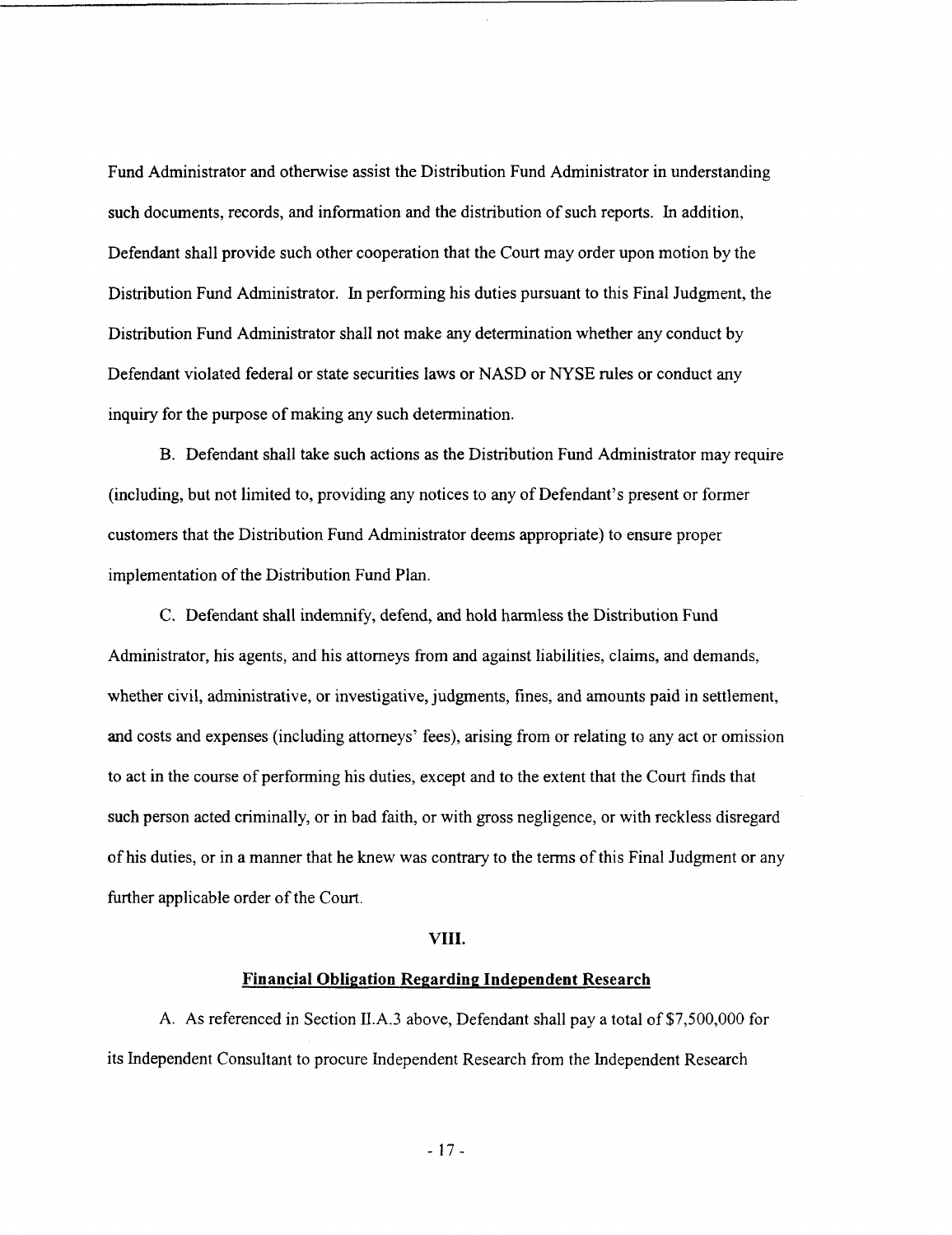Fund Administrator and otherwise assist the Distribution Fund Administrator in understanding such documents, records, and information and the distribution of such reports. In addition, Defendant shall provide such other cooperation that the Court may order upon motion by the Distribution Fund Administrator. In performing his duties pursuant to this Final Judgment, the Distribution Fund Administrator shall not make any determination whether any conduct by Defendant violated federal or state securities laws or NASD or NYSE rules or conduct any inquiry for the purpose of making any such determination.

B. Defendant shall take such actions as the Distribution Fund Administrator may require (including, but not limited to, providing any notices to any of Defendant's present or former customers that the Distribution Fund Administrator deems appropriate) to ensure proper implementation of the Distribution Fund Plan.

C. Defendant shall indemnify, defend, and hold harmless the Distribution Fund Administrator, his agents, and his attorneys from and against liabilities, claims, and demands, whether civil, administrative, or investigative, judgments, fines, and amounts paid in settlement, and costs and expenses (including attorneys' fees), arising from or relating to any act or omission to act in the course of performing his duties, except and to the extent that the Court finds that such person acted criminally, or in bad faith, or with gross negligence, or with reckless disregard of his duties, or in a manner that he knew was contrary to the terms of this Final Judgment or any further applicable order of the Court.

## VIII.

## Financial Obligation Regarding Independent Research

A. As referenced in Section II.A.3 above, Defendant shall pay a total of $7,500,000 for its Independent Consultant to procure Independent Research from the Independent Research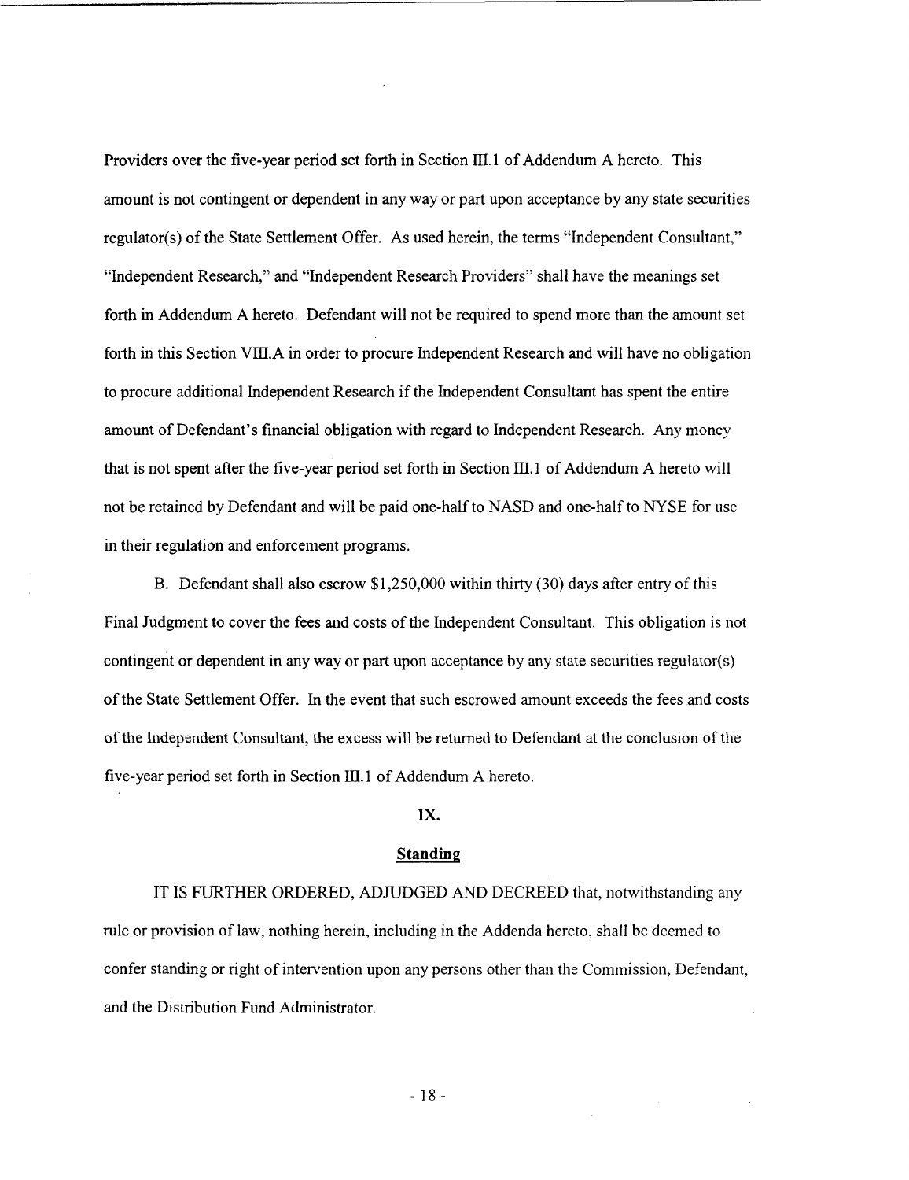Providers over the five-year period set forth in Section III.1 of Addendum A hereto. This amount is not contingent or dependent in any way or part upon acceptance by any state securities regulator(s) of the State Settlement Offer. As used herein, the terms "Independent Consultant," "Independent Research," and "Independent Research Providers" shall have the meanings set forth in Addendum A hereto. Defendant will not be required to spend more than the amount set forth in this Section VIII.A in order to procure Independent Research and will have no obligation to procure additional Independent Research if the Independent Consultant has spent the entire amount of Defendant's financial obligation with regard to Independent Research. Any money that is not spent after the five-year period set forth in Section III.1 of Addendum A hereto will not be retained by Defendant and will be paid one-half to NASD and one-half to NYSE for use in their regulation and enforcement programs.

B. Defendant shall also escrow $1,250,000 within thirty (30) days after entry of this Final Judgment to cover the fees and costs of the Independent Consultant. This obligation is not contingent or dependent in any way or part upon acceptance by any state securities regulator(s) of the State Settlement Offer. In the event that such escrowed amount exceeds the fees and costs of the Independent Consultant, the excess will be returned to Defendant at the conclusion of the five-year period set forth in Section III.1 of Addendum A hereto.

## IX.

## Standing

IT IS FURTHER ORDERED, ADJUDGED AND DECREED that, notwithstanding any rule or provision of law, nothing herein, including in the Addenda hereto, shall be deemed to confer standing or right of intervention upon any persons other than the Commission, Defendant, and the Distribution Fund Administrator.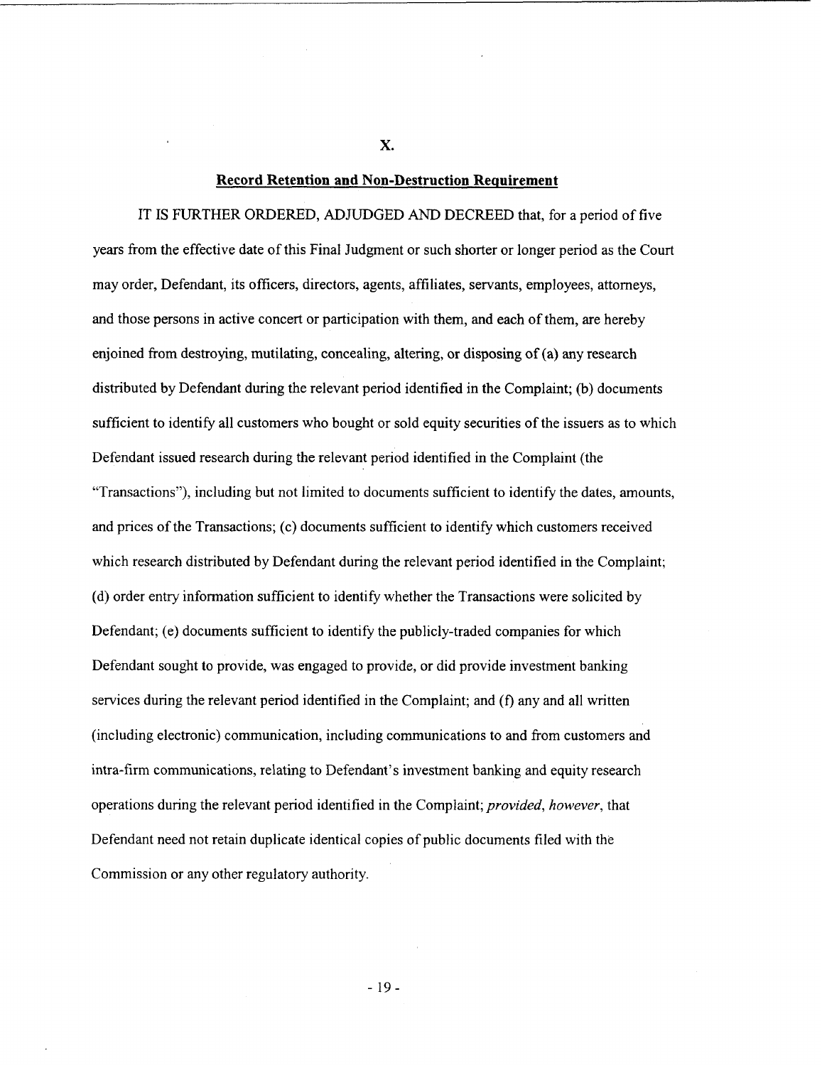## X.

## Record Retention and Non-Destruction Requirement

IT IS FURTHER ORDERED, ADJUDGED AND DECREED that, for a period of five years from the effective date of this Final Judgment or such shorter or longer period as the Court may order, Defendant, its officers, directors, agents, affiliates, servants, employees, attorneys, and those persons in active concert or participation with them, and each of them, are hereby enjoined from destroying, mutilating, concealing, altering, or disposing of (a) any research distributed by Defendant during the relevant period identified in the Complaint; (b) documents sufficient to identify all customers who bought or sold equity securities of the issuers as to which Defendant issued research during the relevant period identified in the Complaint (the "Transactions"), including but not limited to documents sufficient to identify the dates, amounts, and prices of the Transactions; (c) documents sufficient to identify which customers received which research distributed by Defendant during the relevant period identified in the Complaint; (d) order entry information sufficient to identify whether the Transactions were solicited by Defendant; (e) documents sufficient to identify the publicly-traded companies for which Defendant sought to provide, was engaged to provide, or did provide investment banking services during the relevant period identified in the Complaint; and (f) any and all written (including electronic) communication, including communications to and from customers and intra-firm communications, relating to Defendant's investment banking and equity research operations during the relevant period identified in the Complaint; *provided, however,* that Defendant need not retain duplicate identical copies of public documents filed with the Commission or any other regulatory authority.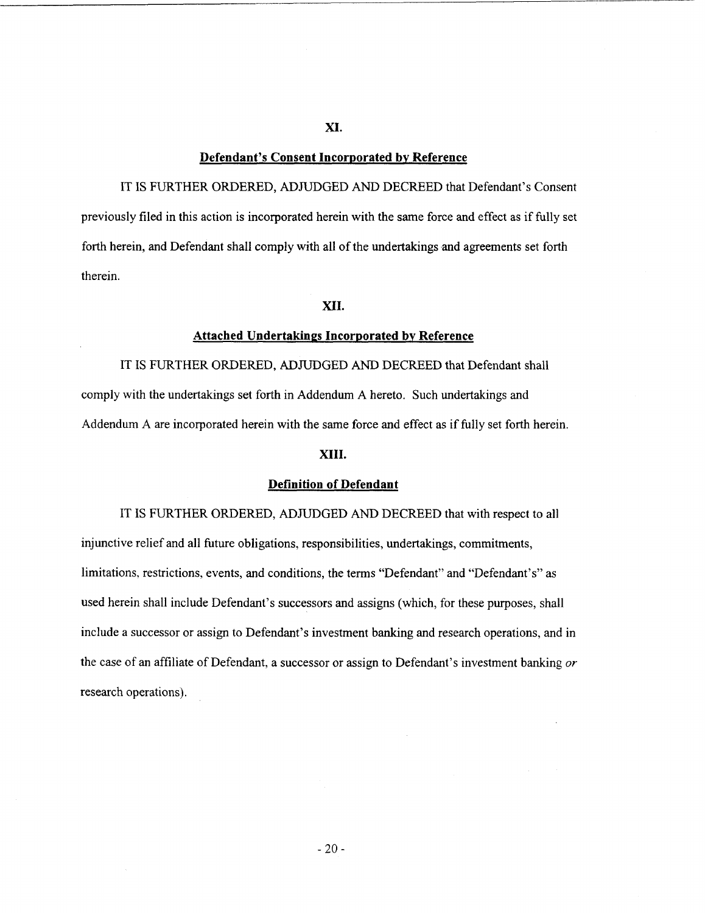## XI.

### Defendant's Consent Incorporated by Reference

IT IS FURTHER ORDERED, ADJUDGED AND DECREED that Defendant's Consent previously filed in this action is incorporated herein with the same force and effect as if fully set forth herein, and Defendant shall comply with all of the undertakings and agreements set forth therein.

## XII.

### Attached Undertakings Incorporated by Reference

IT IS FURTHER ORDERED, ADJUDGED AND DECREED that Defendant shall comply with the undertakings set forth in Addendum A hereto. Such undertakings and Addendum A are incorporated herein with the same force and effect as if fully set forth herein.

## XIII.

### Definition of Defendant

IT IS FURTHER ORDERED, ADJUDGED AND DECREED that with respect to all injunctive relief and all future obligations, responsibilities, undertakings, commitments, limitations, restrictions, events, and conditions, the terms "Defendant" and "Defendant's" as used herein shall include Defendant's successors and assigns (which, for these purposes, shall include a successor or assign to Defendant's investment banking and research operations, and in the case of an affiliate of Defendant, a successor or assign to Defendant's investment banking *or* research operations).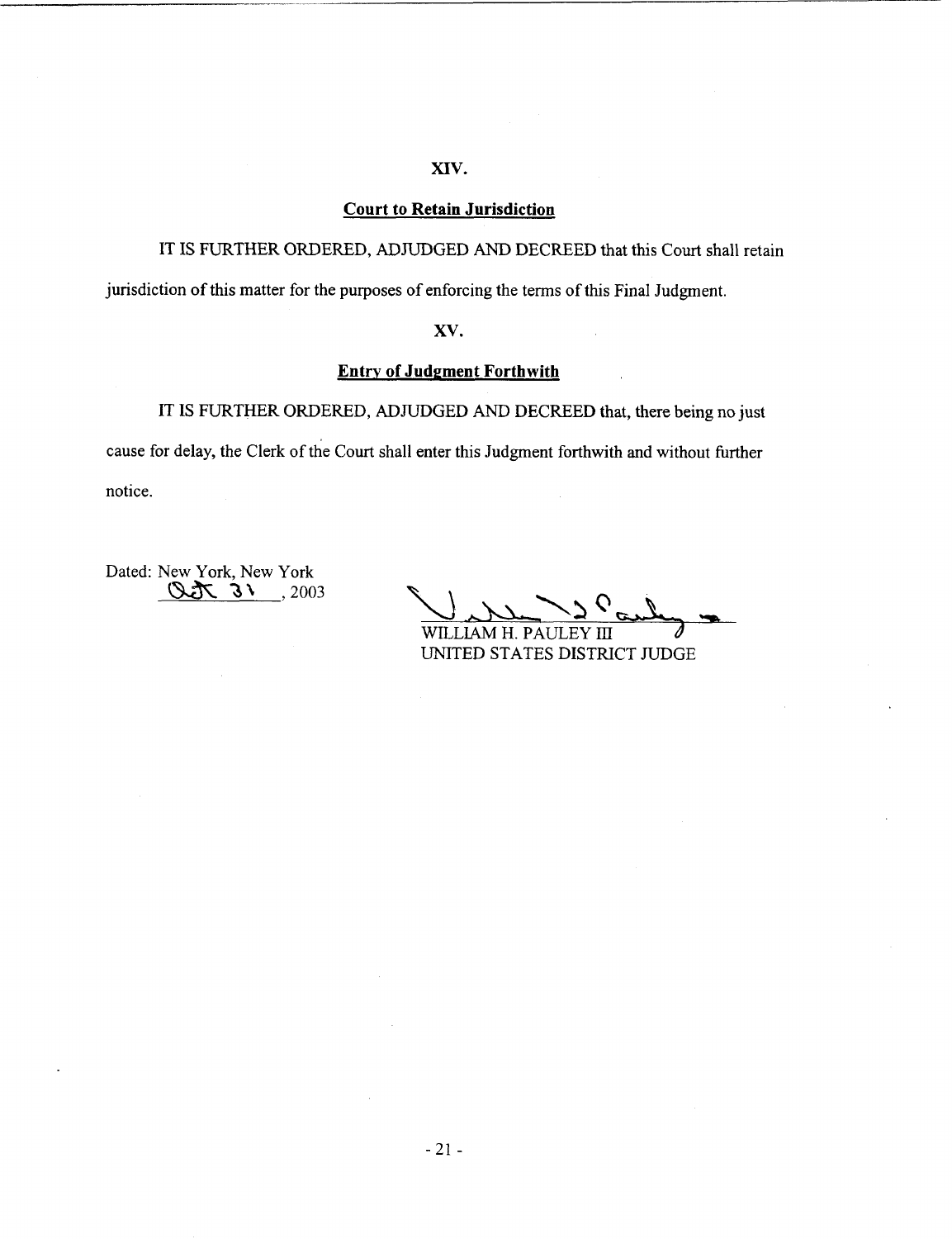## XIV.

### Court to Retain Jurisdiction

IT IS FURTHER ORDERED, ADJUDGED AND DECREED that this Court shall retain jurisdiction of this matter for the purposes of enforcing the terms of this Final Judgment.

## XV.

### Entry of Judgment Forthwith

IT IS FURTHER ORDERED, ADJUDGED AND DECREED that, there being no just cause for delay, the Clerk of the Court shall enter this Judgment forthwith and without further notice.

Dated: New York, New York
Oct 31, 2003

WILLIAM H. PAULEY III
UNITED STATES DISTRICT JUDGE